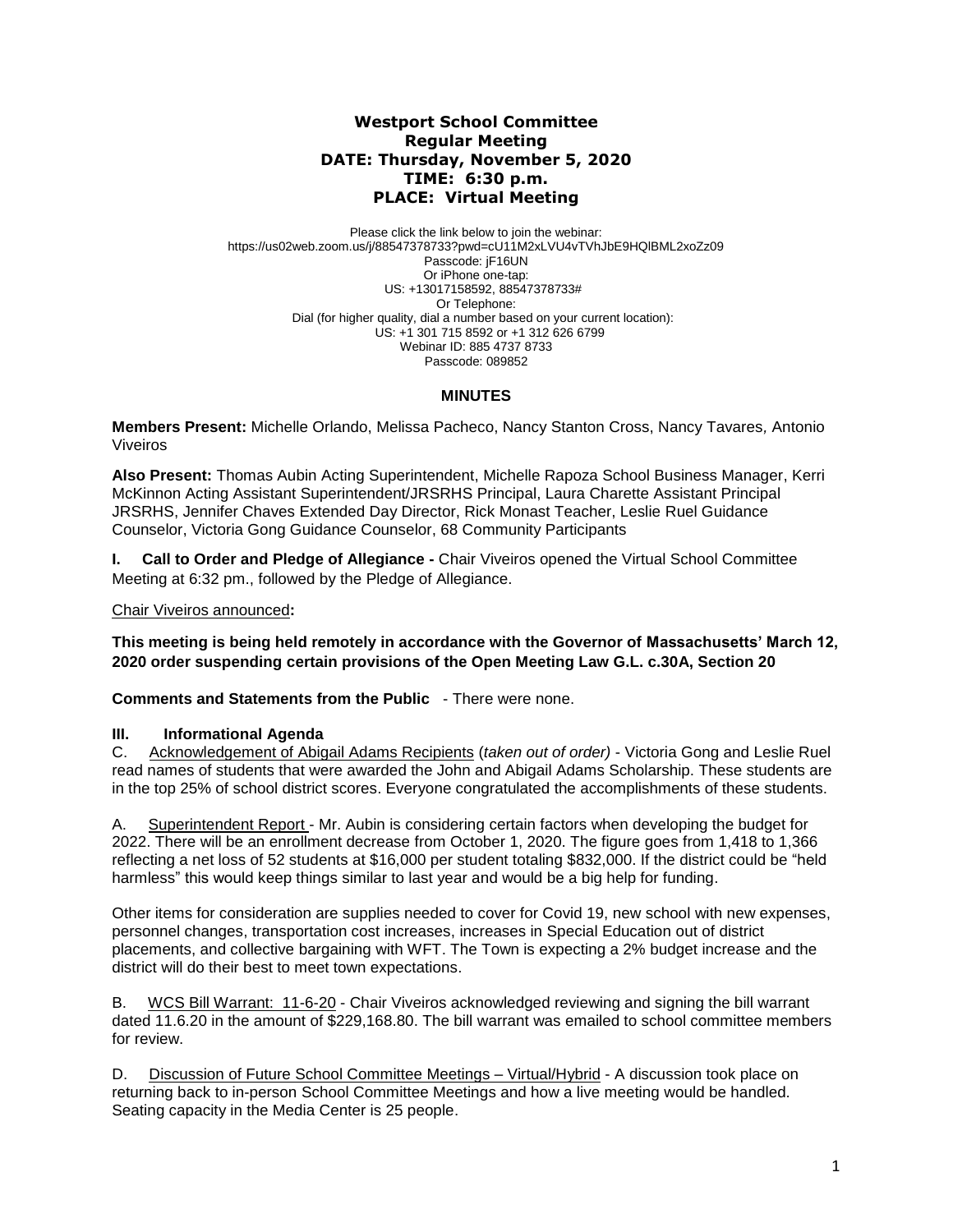# Westport School Committee
## Regular Meeting
## DATE: Thursday, November 5, 2020
## TIME: 6:30 p.m.
## PLACE: Virtual Meeting

Please click the link below to join the webinar:
https://us02web.zoom.us/j/88547378733?pwd=cU11M2xLVU4vTVhJbE9HQlBML2xoZz09
Passcode: jF16UN
Or iPhone one-tap:
US: +13017158592, 88547378733#
Or Telephone:
Dial (for higher quality, dial a number based on your current location):
US: +1 301 715 8592 or +1 312 626 6799
Webinar ID: 885 4737 8733
Passcode: 089852

### MINUTES

**Members Present:** Michelle Orlando, Melissa Pacheco, Nancy Stanton Cross, Nancy Tavares, Antonio Viveiros

**Also Present:** Thomas Aubin Acting Superintendent, Michelle Rapoza School Business Manager, Kerri McKinnon Acting Assistant Superintendent/JRSRHS Principal, Laura Charette Assistant Principal JRSRHS, Jennifer Chaves Extended Day Director, Rick Monast Teacher, Leslie Ruel Guidance Counselor, Victoria Gong Guidance Counselor, 68 Community Participants

**I. Call to Order and Pledge of Allegiance -** Chair Viveiros opened the Virtual School Committee Meeting at 6:32 pm., followed by the Pledge of Allegiance.

Chair Viveiros announced**:**

**This meeting is being held remotely in accordance with the Governor of Massachusetts' March 12, 2020 order suspending certain provisions of the Open Meeting Law G.L. c.30A, Section 20**

**Comments and Statements from the Public** - There were none.

**III. Informational Agenda**

C. Acknowledgement of Abigail Adams Recipients (*taken out of order)* - Victoria Gong and Leslie Ruel read names of students that were awarded the John and Abigail Adams Scholarship. These students are in the top 25% of school district scores. Everyone congratulated the accomplishments of these students.

A. Superintendent Report - Mr. Aubin is considering certain factors when developing the budget for 2022. There will be an enrollment decrease from October 1, 2020. The figure goes from 1,418 to 1,366 reflecting a net loss of 52 students at $16,000 per student totaling $832,000. If the district could be "held harmless" this would keep things similar to last year and would be a big help for funding.

Other items for consideration are supplies needed to cover for Covid 19, new school with new expenses, personnel changes, transportation cost increases, increases in Special Education out of district placements, and collective bargaining with WFT. The Town is expecting a 2% budget increase and the district will do their best to meet town expectations.

B. WCS Bill Warrant: 11-6-20 - Chair Viveiros acknowledged reviewing and signing the bill warrant dated 11.6.20 in the amount of $229,168.80. The bill warrant was emailed to school committee members for review.

D. Discussion of Future School Committee Meetings – Virtual/Hybrid - A discussion took place on returning back to in-person School Committee Meetings and how a live meeting would be handled. Seating capacity in the Media Center is 25 people.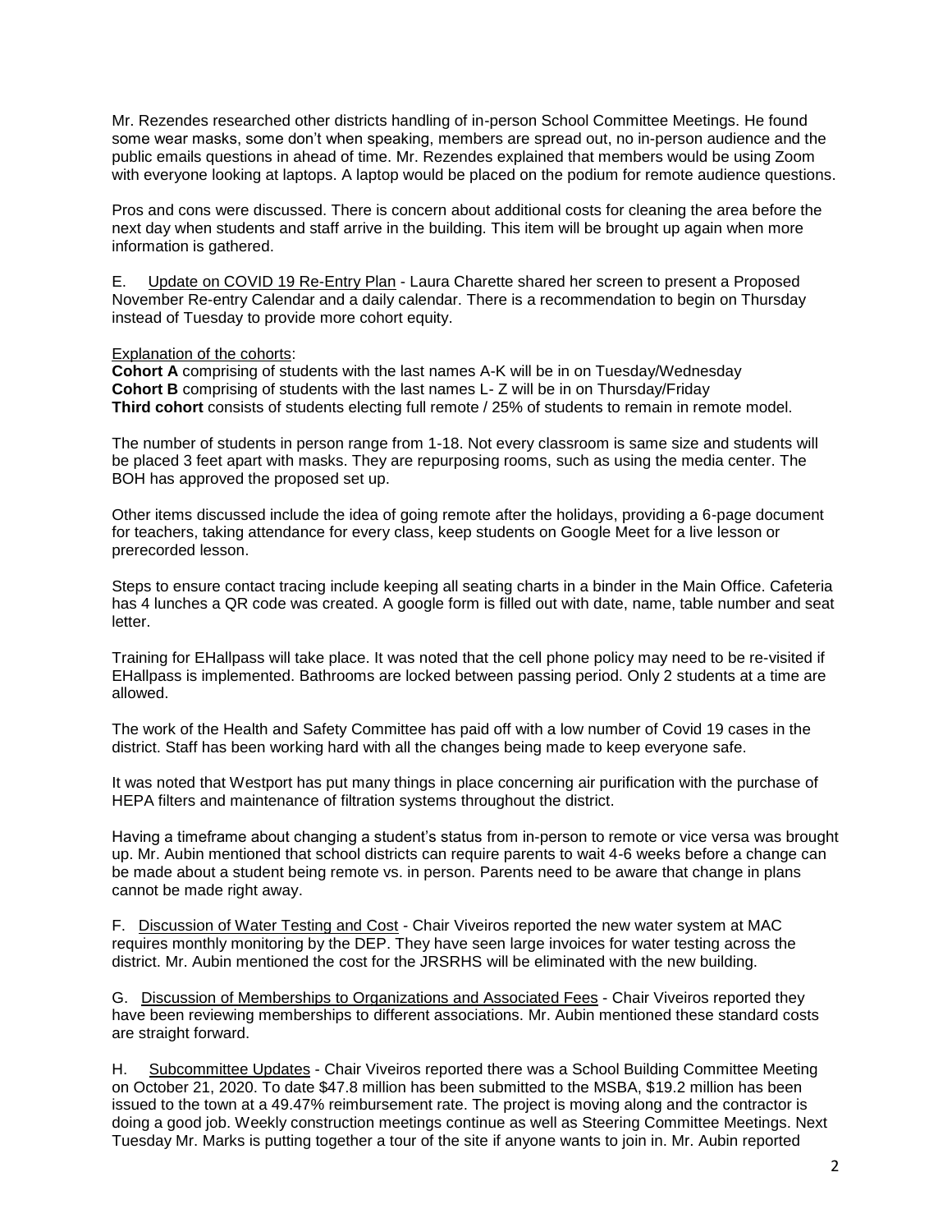Mr. Rezendes researched other districts handling of in-person School Committee Meetings. He found some wear masks, some don't when speaking, members are spread out, no in-person audience and the public emails questions in ahead of time. Mr. Rezendes explained that members would be using Zoom with everyone looking at laptops. A laptop would be placed on the podium for remote audience questions.

Pros and cons were discussed. There is concern about additional costs for cleaning the area before the next day when students and staff arrive in the building. This item will be brought up again when more information is gathered.

E. Update on COVID 19 Re-Entry Plan - Laura Charette shared her screen to present a Proposed November Re-entry Calendar and a daily calendar. There is a recommendation to begin on Thursday instead of Tuesday to provide more cohort equity.

Explanation of the cohorts:
**Cohort A** comprising of students with the last names A-K will be in on Tuesday/Wednesday
**Cohort B** comprising of students with the last names L- Z will be in on Thursday/Friday
**Third cohort** consists of students electing full remote / 25% of students to remain in remote model.

The number of students in person range from 1-18. Not every classroom is same size and students will be placed 3 feet apart with masks. They are repurposing rooms, such as using the media center. The BOH has approved the proposed set up.

Other items discussed include the idea of going remote after the holidays, providing a 6-page document for teachers, taking attendance for every class, keep students on Google Meet for a live lesson or prerecorded lesson.

Steps to ensure contact tracing include keeping all seating charts in a binder in the Main Office. Cafeteria has 4 lunches a QR code was created. A google form is filled out with date, name, table number and seat letter.

Training for EHallpass will take place. It was noted that the cell phone policy may need to be re-visited if EHallpass is implemented. Bathrooms are locked between passing period. Only 2 students at a time are allowed.

The work of the Health and Safety Committee has paid off with a low number of Covid 19 cases in the district. Staff has been working hard with all the changes being made to keep everyone safe.

It was noted that Westport has put many things in place concerning air purification with the purchase of HEPA filters and maintenance of filtration systems throughout the district.

Having a timeframe about changing a student's status from in-person to remote or vice versa was brought up. Mr. Aubin mentioned that school districts can require parents to wait 4-6 weeks before a change can be made about a student being remote vs. in person. Parents need to be aware that change in plans cannot be made right away.

F. Discussion of Water Testing and Cost - Chair Viveiros reported the new water system at MAC requires monthly monitoring by the DEP. They have seen large invoices for water testing across the district. Mr. Aubin mentioned the cost for the JRSRHS will be eliminated with the new building.

G. Discussion of Memberships to Organizations and Associated Fees - Chair Viveiros reported they have been reviewing memberships to different associations. Mr. Aubin mentioned these standard costs are straight forward.

H. Subcommittee Updates - Chair Viveiros reported there was a School Building Committee Meeting on October 21, 2020. To date $47.8 million has been submitted to the MSBA, $19.2 million has been issued to the town at a 49.47% reimbursement rate. The project is moving along and the contractor is doing a good job. Weekly construction meetings continue as well as Steering Committee Meetings. Next Tuesday Mr. Marks is putting together a tour of the site if anyone wants to join in. Mr. Aubin reported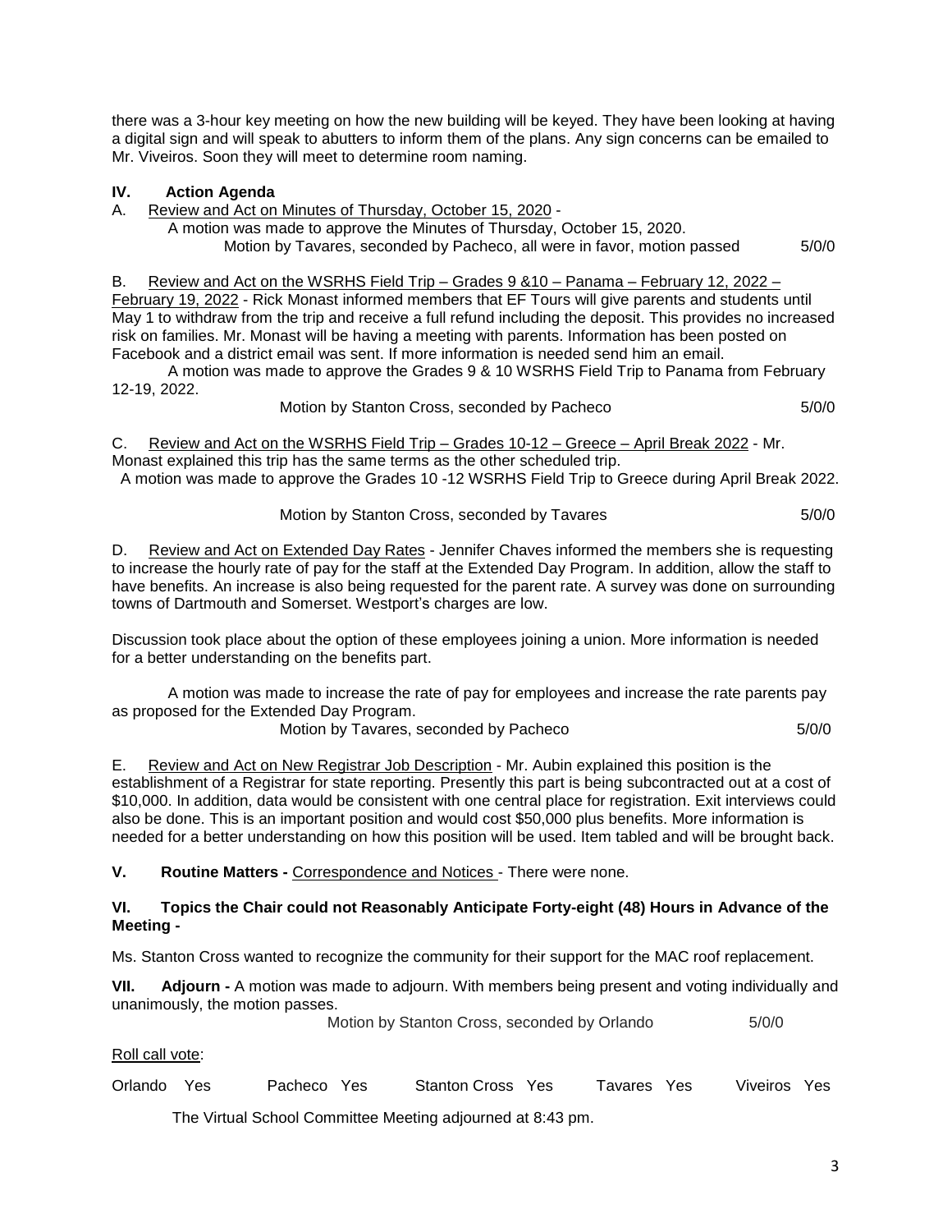there was a 3-hour key meeting on how the new building will be keyed. They have been looking at having a digital sign and will speak to abutters to inform them of the plans. Any sign concerns can be emailed to Mr. Viveiros. Soon they will meet to determine room naming.

**IV. Action Agenda**

A. Review and Act on Minutes of Thursday, October 15, 2020 -

A motion was made to approve the Minutes of Thursday, October 15, 2020.

Motion by Tavares, seconded by Pacheco, all were in favor, motion passed 5/0/0

B. Review and Act on the WSRHS Field Trip – Grades 9 &10 – Panama – February 12, 2022 – February 19, 2022 - Rick Monast informed members that EF Tours will give parents and students until May 1 to withdraw from the trip and receive a full refund including the deposit. This provides no increased risk on families. Mr. Monast will be having a meeting with parents. Information has been posted on Facebook and a district email was sent. If more information is needed send him an email.

A motion was made to approve the Grades 9 & 10 WSRHS Field Trip to Panama from February 12-19, 2022.

Motion by Stanton Cross, seconded by Pacheco 5/0/0

C. Review and Act on the WSRHS Field Trip – Grades 10-12 – Greece – April Break 2022 - Mr. Monast explained this trip has the same terms as the other scheduled trip.

A motion was made to approve the Grades 10 -12 WSRHS Field Trip to Greece during April Break 2022.

Motion by Stanton Cross, seconded by Tavares 5/0/0

D. Review and Act on Extended Day Rates - Jennifer Chaves informed the members she is requesting to increase the hourly rate of pay for the staff at the Extended Day Program. In addition, allow the staff to have benefits. An increase is also being requested for the parent rate. A survey was done on surrounding towns of Dartmouth and Somerset. Westport's charges are low.

Discussion took place about the option of these employees joining a union. More information is needed for a better understanding on the benefits part.

A motion was made to increase the rate of pay for employees and increase the rate parents pay as proposed for the Extended Day Program.

Motion by Tavares, seconded by Pacheco 5/0/0

E. Review and Act on New Registrar Job Description - Mr. Aubin explained this position is the establishment of a Registrar for state reporting. Presently this part is being subcontracted out at a cost of $10,000. In addition, data would be consistent with one central place for registration. Exit interviews could also be done. This is an important position and would cost $50,000 plus benefits. More information is needed for a better understanding on how this position will be used. Item tabled and will be brought back.

**V. Routine Matters -** Correspondence and Notices - There were none.

**VI. Topics the Chair could not Reasonably Anticipate Forty-eight (48) Hours in Advance of the Meeting -**

Ms. Stanton Cross wanted to recognize the community for their support for the MAC roof replacement.

**VII. Adjourn -** A motion was made to adjourn. With members being present and voting individually and unanimously, the motion passes.

Motion by Stanton Cross, seconded by Orlando 5/0/0

Roll call vote:

Orlando Yes Pacheco Yes Stanton Cross Yes Tavares Yes Viveiros Yes

The Virtual School Committee Meeting adjourned at 8:43 pm.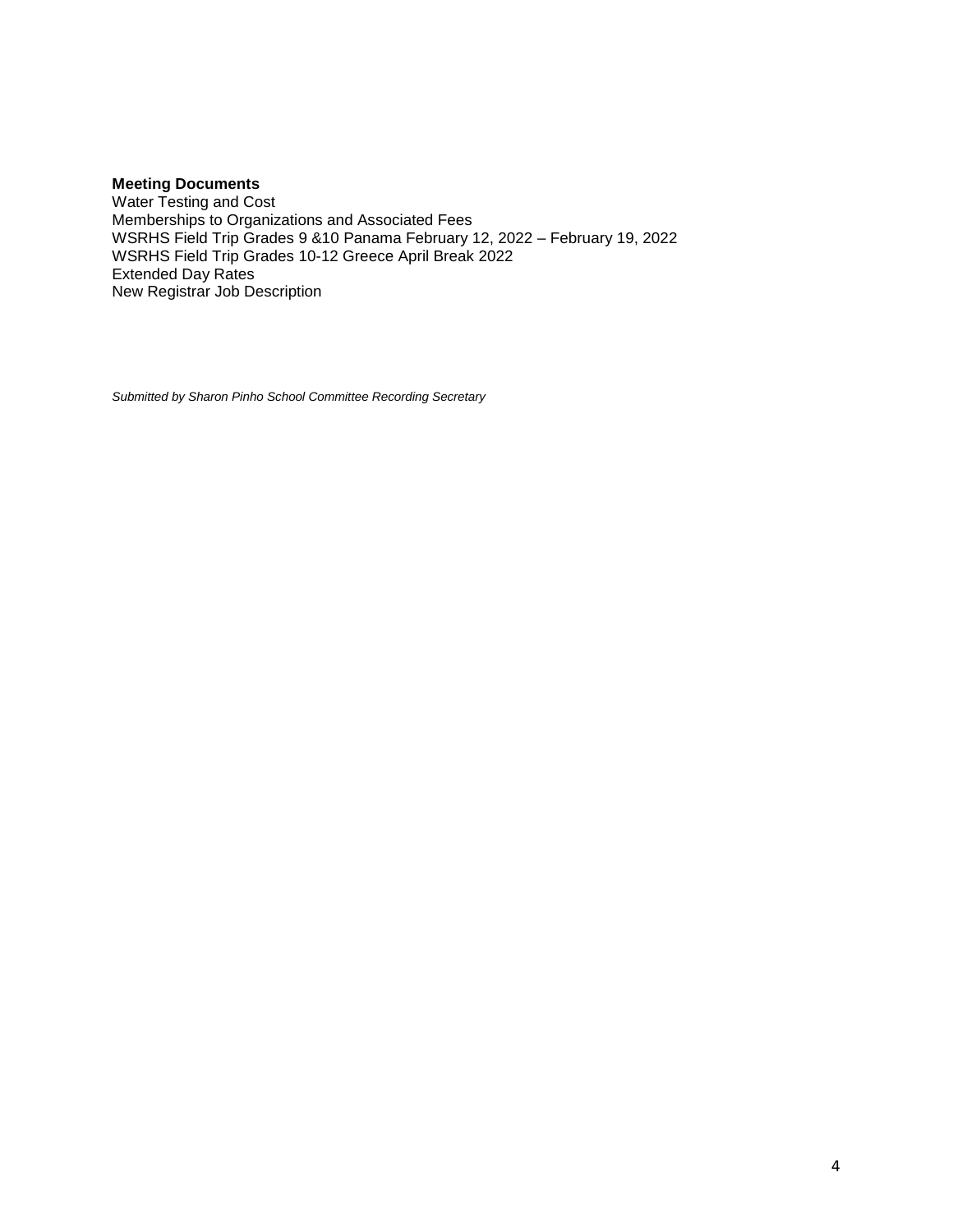**Meeting Documents**

Water Testing and Cost
Memberships to Organizations and Associated Fees
WSRHS Field Trip Grades 9 &10 Panama February 12, 2022 – February 19, 2022
WSRHS Field Trip Grades 10-12 Greece April Break 2022
Extended Day Rates
New Registrar Job Description

*Submitted by Sharon Pinho School Committee Recording Secretary*